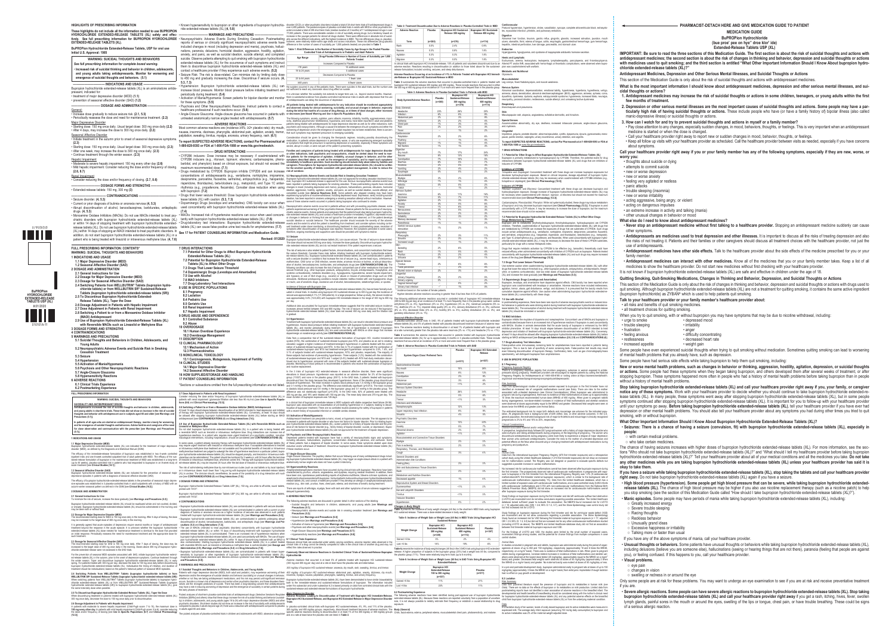# HIGHLIGHTS OF PRESCRIBING INFORMATION

**These highlights do not include all the information needed to use BUPROPION HYDROCHLORIDE EXTENDED-RELEASE TABLETS (XL) safely and effectively. See full prescribing information for BUPROPION HYDROCHLORIDE EXTENDED-RELEASE TABLETS (XL).**

**BUPROPION hydrochloride Extended-Release Tablets, USP for oral use**
**Initial U.S. Approval: 1985**

**WARNING: SUICIDAL THOUGHTS AND BEHAVIORS**

*See full prescribing information for complete boxed warning.*

- **Increased risk of suicidal thinking and behavior in children, adolescents, and young adults taking antidepressants. Monitor for worsening and emergence of suicidal thoughts and behaviors. (5.1)**

**INDICATIONS AND USAGE**

Bupropion hydrochloride extended-release tablets (XL) is an aminoketone antidepressant, indicated for:

- treatment of major depressive disorder (MDD) (1.1)
- prevention of seasonal affective disorder (SAD) (1.2)

**DOSAGE AND ADMINISTRATION**

General:

- Increase dose gradually to reduce seizure risk. (2.1, 5.3)
- Periodically reassess the dose and need for maintenance treatment. (2.2)

Major Depressive Disorder:

- Starting dose: 150 mg once daily. Usual target dose: 300 mg once daily. (2.2)
- After 4 days, may increase the dose to 300 mg once daily. (2.2)

Seasonal Affective Disorder:

- Initiate treatment in the autumn prior to onset of seasonal depressive symptoms. (2.3)
- Starting dose: 150 mg once daily. Usual target dose: 300 mg once daily. (2.3)
- After one week, may increase the dose to 300 mg once daily. (2.3)
- Continue treatment through the winter season. (2.3)

Hepatic Impairment:

- Moderate to severe hepatic impairment: 150 mg every other day. (2.6)
- Mild hepatic impairment: Consider reducing the dose and/or frequency of dosing. (2.6, 8.7)

Renal Impairment:

- Consider reducing the dose and/or frequency of dosing. (2.7, 8.6)

**DOSAGE FORMS AND STRENGTHS**

- Extended-release tablets: 150 mg, 300 mg (3)

**CONTRAINDICATIONS**

- Seizure disorder. (4, 5.3)
- Current or prior diagnosis of bulimia or anorexia nervosa. (4, 5.3)
- Abrupt discontinuation of alcohol, benzodiazepines, barbiturates, antiepileptic drugs. (4, 5.3)
- Monoamine Oxidase Inhibitors (MAOIs): Do not use MAOIs intended to treat psychiatric disorders with bupropion hydrochloride extended-release tablets (XL) or within 14 days of stopping treatment with bupropion hydrochloride extended-release tablets (XL). Do not use bupropion hydrochloride extended-release tablets (XL) within 14 days of stopping an MAOI intended to treat psychiatric disorders. In addition, do not start bupropion hydrochloride extended-release tablets (XL) in a patient who is being treated with linezolid or intravenous methylene blue. (4, 7.6)
- Known hypersensitivity to bupropion or other ingredients of bupropion hydrochloride extended-release tablets (XL). (4, 5.8)

**WARNINGS AND PRECAUTIONS**

- Neuropsychiatric Adverse Events During Smoking Cessation: Postmarketing reports of serious or clinically significant neuropsychiatric adverse events have included changes in mood (including depression and mania), psychosis, hallucinations, paranoia, delusions, homicidal ideation, aggression, hostility, agitation, anxiety, and panic, as well as suicidal ideation, suicide attempt, and completed suicide. Observe patients attempting to quit smoking with bupropion hydrochloride extended-release tablets (XL) for the occurrence of such symptoms and instruct them to discontinue bupropion hydrochloride extended-release tablets (XL) and contact a healthcare provider if they experience such adverse events. (5.2)
- Seizure Risk: The risk is dose-related. Can minimize risk by limiting daily dose to 450 mg and gradually increasing the dose. Discontinue if seizure occurs. (4, 5.3, 7.3)
- Hypertension: Bupropion hydrochloride extended-release tablets (XL) can increase blood pressure. Monitor blood pressure before initiating treatment and periodically during treatment. (5.4)
- Activation of Mania/Hypomania: Screen patients for bipolar disorder and monitor for these symptoms. (5.5)
- Psychosis and Other Neuropsychiatric Reactions: Instruct patients to contact a healthcare professional if such reactions occur. (5.6)
- Angle-Closure Glaucoma: Angle-closure glaucoma has occurred in patients with untreated anatomically narrow angles treated with antidepressants. (5.7)

**ADVERSE REACTIONS**

Most common adverse reactions (incidence ≥5%; ≥2× placebo rate) are: dry mouth, nausea, insomnia, dizziness, pharyngitis, abdominal pain, agitation, anxiety, tremor, palpitation, sweating, tinnitus, myalgia, anorexia, urinary frequency, rash. (6.1)

**To report SUSPECTED ADVERSE REACTIONS, contact Par Pharmaceutical at 1-800-828-9393 or FDA at 1-800-FDA-1088 or www.fda.gov/medwatch.**

**DRUG INTERACTIONS**

- CYP2B6 inducers: Dose increase may be necessary if coadministered with CYP2B6 inducers (e.g., ritonavir, lopinavir, efavirenz, carbamazepine, phenobarbital, and phenytoin) based on clinical exposure, but should not exceed the maximum recommended dose. (7.1)
- Drugs metabolized by CYP2D6: Bupropion inhibits CYP2D6 and can increase concentrations of: antidepressants (e.g., venlafaxine, nortriptyline, imipramine, desipramine, paroxetine, fluoxetine, sertraline), antipsychotics (e.g., haloperidol, risperidone, thioridazine), beta-blockers (e.g., metoprolol), and Type 1C antiarrhythmics (e.g., propafenone, flecainide). Consider dose reduction when using with bupropion. (7.2)
- Drugs that lower seizure threshold: Dose bupropion hydrochloride extended-release tablets (XL) with caution. (5.3, 7.3)
- Dopaminergic Drugs (levodopa and amantadine): CNS toxicity can occur when used concomitantly with bupropion hydrochloride extended-release tablets (XL). (7.4)
- MAOIs: Increased risk of hypertensive reactions can occur when used concomitantly with bupropion hydrochloride extended-release tablets (XL). (7.6)
- Drug-laboratory test interactions: Bupropion hydrochloride extended-release tablets (XL) can cause false-positive urine test results for amphetamines. (7.7)

**See 17 for PATIENT COUNSELING INFORMATION and Medication Guide.**

**Revised: 01/2020**

# FULL PRESCRIBING INFORMATION: CONTENTS*

**WARNING: SUICIDAL THOUGHTS AND BEHAVIORS**

**1 INDICATIONS AND USAGE**
- 1.1 Major Depressive Disorder (MDD)
- 1.2 Seasonal Affective Disorder (SAD)

**2 DOSAGE AND ADMINISTRATION**
- 2.1 General Instructions for Use
- 2.2 Dosage for Major Depressive Disorder (MDD)
- 2.3 Dosage for Seasonal Affective Disorder (SAD)
- 2.4 Switching Patients from WELLBUTRIN® Tablets (bupropion hydrochloride tablets) or from WELLBUTRIN SR® Sustained-Release Tablets (bupropion hydrochloride extended-release tablets (SR))
- 2.5 To Discontinue Bupropion Hydrochloride Extended-Release Tablets (XL), Taper the Dose
- 2.6 Dosage Adjustment in Patients with Hepatic Impairment
- 2.7 Dose Adjustment in Patients with Renal Impairment
- 2.8 Switching a Patient to or from a Monoamine Oxidase Inhibitor (MAOI) Antidepressant
- 2.9 Use of Bupropion Hydrochloride Extended-Release Tablets (XL) with Reversible MAOIs such as Linezolid or Methylene Blue

**3 DOSAGE FORMS AND STRENGTHS**

**4 CONTRAINDICATIONS**

**5 WARNINGS AND PRECAUTIONS**
- 5.1 Suicidal Thoughts and Behaviors in Children, Adolescents, and Young Adults
- 5.2 Neuropsychiatric Adverse Events and Suicide Risk in Smoking Cessation Treatment
- 5.3 Seizure
- 5.4 Hypertension
- 5.5 Activation of Mania/Hypomania
- 5.6 Psychosis and Other Neuropsychiatric Reactions
- 5.7 Angle-Closure Glaucoma
- 5.8 Hypersensitivity Reactions

**6 ADVERSE REACTIONS**
- 6.1 Clinical Trials Experience
- 6.2 Postmarketing Experience

**7 DRUG INTERACTIONS**
- 7.1 Potential for Other Drugs to Affect Bupropion Hydrochloride Extended-Release Tablets (XL)
- 7.2 Potential for Bupropion Hydrochloride Extended-Release Tablets (XL) to Affect Other Drugs
- 7.3 Drugs That Lower Seizure Threshold
- 7.4 Dopaminergic Drugs (Levodopa and Amantadine)
- 7.5 Use with Alcohol
- 7.6 MAO Inhibitors
- 7.7 Drug-Laboratory Test Interactions

**8 USE IN SPECIFIC POPULATIONS**
- 8.1 Pregnancy
- 8.2 Lactation
- 8.4 Pediatric Use
- 8.5 Geriatric Use
- 8.6 Renal Impairment
- 8.7 Hepatic Impairment

**9 DRUG ABUSE AND DEPENDENCE**
- 9.1 Controlled Substance
- 9.2 Abuse

**10 OVERDOSAGE**
- 10.1 Human Overdose Experience
- 10.2 Overdosage Management

**11 DESCRIPTION**

**12 CLINICAL PHARMACOLOGY**
- 12.1 Mechanism of Action
- 12.3 Pharmacokinetics

**13 NONCLINICAL TOXICOLOGY**
- 13.1 Carcinogenesis, Mutagenesis, Impairment of Fertility

**14 CLINICAL STUDIES**
- 14.1 Major Depressive Disorder
- 14.2 Seasonal Affective Disorder

**16 HOW SUPPLIED/STORAGE AND HANDLING**

**17 PATIENT COUNSELING INFORMATION**

*Sections or subsections omitted from the full prescribing information are not listed.

# FULL PRESCRIBING INFORMATION

**WARNING: SUICIDAL THOUGHTS AND BEHAVIORS**

**SUICIDALITY AND ANTIDEPRESSANT DRUGS**

**Antidepressants increased the risk of suicidal thoughts and behavior in children, adolescents, and young adults in short-term trials. These trials did not show an increase in the risk of suicidal thoughts and behavior with antidepressant use in subjects aged 65 and older** [see Warnings and Precautions (5.1)].

**In patients of all ages who are started on antidepressant therapy, monitor closely for worsening, and for emergence of suicidal thoughts and behaviors. Advise families and caregivers of the need for close observation and communication with the prescriber** [see Warnings and Precautions (5.1)].

---

**PHARMACIST-DETACH HERE AND GIVE MEDICATION GUIDE TO PATIENT**

# MEDICATION GUIDE

**BuPROPion Hydrochloride**
**(bue proe' pee on hye" droe klor' ide)**
**Extended-Release Tablets USP (XL)**

**IMPORTANT: Be sure to read the three sections of this Medication Guide. The first section is about the risk of suicidal thoughts and actions with antidepressant medicines; the second section is about the risk of changes in thinking and behavior, depression and suicidal thoughts or actions with medicines used to quit smoking; and the third section is entitled "What Other Important Information Should I Know About bupropion hydrochloride extended-release tablets (XL)?"**

## Antidepressant Medicines, Depression and Other Serious Mental Illnesses, and Suicidal Thoughts or Actions

This section of the Medication Guide is only about the risk of suicidal thoughts and actions with antidepressant medicines.

**What is the most important information I should know about antidepressant medicines, depression and other serious mental illnesses, and suicidal thoughts or actions?**

1. **Antidepressant medicines may increase the risk of suicidal thoughts or actions in some children, teenagers, or young adults within the first few months of treatment.**
2. **Depression or other serious mental illnesses are the most important causes of suicidal thoughts and actions. Some people may have a particularly high risk of having suicidal thoughts or actions.** These include people who have (or have a family history of) bipolar illness (also called manic-depressive illness) or suicidal thoughts or actions.
3. **How can I watch for and try to prevent suicidal thoughts and actions in myself or a family member?**
   - Pay close attention to any changes, especially sudden changes, in mood, behaviors, thoughts, or feelings. This is very important when an antidepressant medicine is started or when the dose is changed.
   - Call your healthcare provider right away to report new or sudden changes in mood, behavior, thoughts, or feelings.
   - Keep all follow-up visits with your healthcare provider as scheduled. Call the healthcare provider between visits as needed, especially if you have concerns about symptoms.

**Call your healthcare provider right away if you or your family member has any of the following symptoms, especially if they are new, worse, or worry you:**

- thoughts about suicide or dying
- attempts to commit suicide
- new or worse depression
- new or worse anxiety
- feeling very agitated or restless
- panic attacks
- trouble sleeping (insomnia)
- new or worse irritability
- acting aggressive, being angry, or violent
- acting on dangerous impulses
- an extreme increase in activity and talking (mania)
- other unusual changes in behavior or mood

**What else do I need to know about antidepressant medicines?**

- **Never stop an antidepressant medicine without first talking to a healthcare provider.** Stopping an antidepressant medicine suddenly can cause other symptoms.
- **Antidepressants are medicines used to treat depression and other illnesses.** It is important to discuss all the risks of treating depression and also the risks of not treating it. Patients and their families or other caregivers should discuss all treatment choices with the healthcare provider, not just the use of antidepressants.
- **Antidepressant medicines have other side effects.** Talk to the healthcare provider about the side effects of the medicine prescribed for you or your family member.
- **Antidepressant medicines can interact with other medicines.** Know all of the medicines that you or your family member takes. Keep a list of all medicines to show the healthcare provider. Do not start new medicines without first checking with your healthcare provider.

It is not known if bupropion hydrochloride extended-release tablets (XL) are safe and effective in children under the age of 18.

## Quitting Smoking, Quit-Smoking Medications, Changes in Thinking and Behavior, Depression, and Suicidal Thoughts or Actions

This section of the Medication Guide is only about the risk of changes in thinking and behavior, depression and suicidal thoughts or actions with drugs used to quit smoking. Although bupropion hydrochloride extended-release tablets (XL) are not a treatment for quitting smoking, it contains the same active ingredient (bupropion hydrochloride) as ZYBAN® which is used to help patients quit smoking.

**Talk to your healthcare provider or your family member's healthcare provider about:**

- all risks and benefits of quit smoking medicines.
- all treatment choices for quitting smoking.

When you try to quit smoking, with or without bupropion you may have symptoms that may be due to nicotine withdrawal, including:

- urge to smoke
- trouble sleeping
- frustration
- feeling anxious
- restlessness
- increased appetite
- depressed mood
- irritability
- anger
- difficulty concentrating
- decreased heart rate
- weight gain

Some people have even experienced suicidal thoughts when trying to quit smoking without medication. Sometimes quitting smoking can lead to worsening of mental health problems that you already have, such as depression.

Some people have had serious side effects while taking bupropion to help them quit smoking, including:

**New or worse mental health problems, such as changes in behavior or thinking, aggression, hostility, agitation, depression, or suicidal thoughts or actions.** Some people had these symptoms when they began taking bupropion, and others developed them after several weeks of treatment, or after stopping bupropion. These symptoms happened more often in people who had a history of mental health problems before taking bupropion than in people without a history of mental health problems.

**Stop taking bupropion hydrochloride extended-release tablets (XL) and call your healthcare provider right away if you, your family, or caregiver notice any of these symptoms.** Work with your healthcare provider to decide whether you should continue to take bupropion hydrochloride extended-release tablets (XL). In many people, these symptoms went away after stopping bupropion hydrochloride extended-release tablets (XL), but in some people symptoms continued after stopping bupropion hydrochloride extended-release tablets (XL). It is important for you to follow-up with your healthcare provider until your symptoms go away. **Before taking bupropion hydrochloride extended-release tablets (XL)** tell your healthcare provider if you have ever had depression or other mental health problems. You should also tell your healthcare provider about any symptoms you had during other times you tried to quit smoking, with or without bupropion.

## What Other Important Information Should I Know About Bupropion Hydrochloride Extended-Release Tablets (XL)?

- **Seizures: There is a chance of having a seizure (convulsion, fit) with bupropion hydrochloride extended-release tablets (XL), especially in people:**
  - with certain medical problems.
  - who take certain medicines.

The chance of having seizures increases with higher doses of bupropion hydrochloride extended-release tablets (XL). For more information, see the sections "Who should not take bupropion hydrochloride extended-release tablets (XL)?" and "What should I tell my healthcare provider before taking bupropion hydrochloride extended-release tablets (XL)?" Tell your healthcare provider about all of your medical conditions and all the medicines you take. **Do not take any other medicines while you are taking bupropion hydrochloride extended-release tablets (XL) unless your healthcare provider has said it is okay to take them.**

**If you have a seizure while taking bupropion hydrochloride extended-release tablets (XL), stop taking the tablets and call your healthcare provider right away.** Do not take bupropion hydrochloride extended-release tablets (XL) again if you have a seizure.

- **High blood pressure (hypertension). Some people get high blood pressure that can be severe, while taking bupropion hydrochloride extended-release tablets (XL).** The chance of high blood pressure may be higher if you also use nicotine replacement therapy (such as a nicotine patch) to help you stop smoking (see the section of this Medication Guide called "How should I take bupropion hydrochloride extended-release tablets (XL)?").
- **Manic episodes.** Some people may have periods of mania while taking bupropion hydrochloride extended-release tablets (XL), including:
  - Greatly increased energy
  - Severe trouble sleeping
  - Racing thoughts
  - Reckless behavior
  - Unusually grand ideas
  - Excessive happiness or irritability
  - Talking more or faster than usual

If you have any of the above symptoms of mania, call your healthcare provider.

- **Unusual thoughts or behaviors.** Some patients have unusual thoughts or behaviors while taking bupropion hydrochloride extended-release tablets (XL), including delusions (believe you are someone else), hallucinations (seeing or hearing things that are not there), paranoia (feeling that people are against you), or feeling confused. If this happens to you, call your healthcare provider.
- **Visual problems.**
  - eye pain
  - changes in vision
  - swelling or redness in or around the eye

Only some people are at risk for these problems. You may want to undergo an eye examination to see if you are at risk and receive preventative treatment if you are.

- **Severe allergic reactions. Some people can have severe allergic reactions to bupropion hydrochloride extended-release tablets (XL). Stop taking bupropion hydrochloride extended-release tablets (XL) and call your healthcare provider right away** if you get a rash, itching, hives, fever, swollen lymph glands, painful sores in the mouth or around the eyes, swelling of the lips or tongue, chest pain, or have trouble breathing. These could be signs of a serious allergic reaction.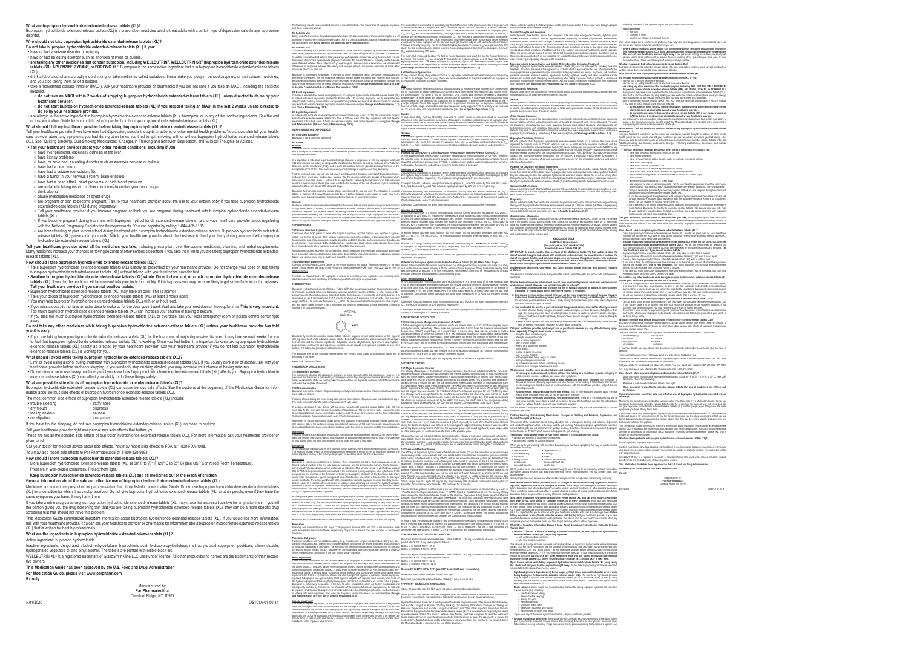**What are bupropion hydrochloride extended-release tablets (XL)?**

Bupropion hydrochloride extended-release tablets (XL) is a prescription medicine used to treat adults with a certain type of depression called major depressive disorder.

**Who should not take bupropion hydrochloride extended-release tablets (XL)?**

**Do not take bupropion hydrochloride extended-release tablets (XL) if you:**

- have or had a seizure disorder or epilepsy.
- have or had an eating disorder such as anorexia nervosa or bulimia.
- **are taking any other medicines that contain bupropion, including WELLBUTRIN®, WELLBUTRIN SR® (bupropion hydrochloride extended-release tablets (SR), APLENZIN®, ZYBAN®, or FORFIVO XL®.** Bupropion is the same active ingredient that is in bupropion hydrochloride extended-release tablets (XL).
- drink a lot of alcohol and abruptly stop drinking, or take medicines called sedatives (these make you sleepy), benzodiazepines, or anti-seizure medicines, and you stop taking them all of a sudden.
- take a monoamine oxidase inhibitor (MAOI). Ask your healthcare provider or pharmacist if you are not sure if you take an MAOI, including the antibiotic linezolid.
  - **do not take an MAOI within 2 weeks of stopping bupropion hydrochloride extended-release tablets (XL) unless directed to do so by your healthcare provider.**
  - **do not start bupropion hydrochloride extended-release tablets (XL) if you stopped taking an MAOI in the last 2 weeks unless directed to do so by your healthcare provider.**
- are allergic to the active ingredient in bupropion hydrochloride extended-release tablets (XL), bupropion, or to any of the inactive ingredients. See the end of this Medication Guide for a complete list of ingredients in bupropion hydrochloride extended-release tablets (XL).

**What should I tell my healthcare provider before taking bupropion hydrochloride extended-release tablets (XL)?**

Tell your healthcare provider if you have ever had depression, suicidal thoughts or actions, or other mental health problems. You should also tell your healthcare provider about any symptoms you had during other times you tried to quit smoking with or without bupropion hydrochloride extended-release tablets (XL). See "Quitting Smoking, Quit-Smoking Medications, Changes in Thinking and Behavior, Depression, and Suicidal Thoughts or Actions."

- **Tell your healthcare provider about your other medical conditions, including if you:**
  - have liver problems, especially cirrhosis of the liver.
  - have kidney problems.
  - have, or have had, an eating disorder such as anorexia nervosa or bulimia.
  - have had a head injury.
  - have had a seizure (convulsion, fit).
  - have a tumor in your nervous system (brain or spine).
  - have had a heart attack, heart problems, or high blood pressure.
  - are a diabetic taking insulin or other medicines to control your blood sugar.
  - drink alcohol.
  - abuse prescription medicines or street drugs.
  - are pregnant or plan to become pregnant. Talk to your healthcare provider about the risk to your unborn baby if you take bupropion hydrochloride extended-release tablets (XL) during pregnancy.
  - Tell your healthcare provider if you become pregnant or think you are pregnant during treatment with bupropion hydrochloride extended-release tablets (XL).
  - If you become pregnant during treatment with bupropion hydrochloride extended-release tablets (XL), talk to your healthcare provider about registering with the National Pregnancy Registry for Antidepressants. You can register by calling 1-844-405-6185.
  - are breastfeeding or plan to breastfeed during treatment with bupropion hydrochloride extended-release tablets. Bupropion hydrochloride extended-release tablets (XL) passes into your milk. Talk to your healthcare provider about the best way to feed your baby during treatment with bupropion hydrochloride extended-release tablets (XL).

**Tell your healthcare provider about all the medicines you take,** including prescription, over-the-counter medicines, vitamins, and herbal supplements. Many medicines increase your chances of having seizures or other serious side effects if you take them while you are taking bupropion hydrochloride extended-release tablets (XL).

**How should I take bupropion hydrochloride extended-release tablets (XL)?**

- Take bupropion hydrochloride extended-release tablets (XL) exactly as prescribed by your healthcare provider. Do not change your dose or stop taking bupropion hydrochloride extended-release tablets (XL) without talking with your healthcare provider first.
- **Swallow bupropion hydrochloride extended-release tablets (XL) whole. Do not chew, cut, or crush bupropion hydrochloride extended-release tablets (XL).** If you do, the medicine will be released into your body too quickly. If this happens you may be more likely to get side effects including seizures. **Tell your healthcare provider if you cannot swallow tablets.**
- Bupropion hydrochloride extended-release tablets (XL) may have an odor. This is normal.
- Take your doses of bupropion hydrochloride extended-release tablets (XL) at least 8 hours apart.
- You may take bupropion hydrochloride extended-release tablets (XL) with or without food.
- If you miss a dose, do not take an extra dose to make up for the dose you missed. Wait and take your next dose at the regular time. **This is very important.** Too much bupropion hydrochloride extended-release tablets (XL) can increase your chance of having a seizure.
- If you take too much bupropion hydrochloride extended-release tablets (XL), or overdose, call your local emergency room or poison control center right away.

**Do not take any other medicines while taking bupropion hydrochloride extended-release tablets (XL) unless your healthcare provider has told you it is okay.**

- If you are taking bupropion hydrochloride extended-release tablets (XL) for the treatment of major depressive disorder, it may take several weeks for you to feel that bupropion hydrochloride extended-release tablets (XL) is working. Once you feel better, it is important to keep taking bupropion hydrochloride extended-release tablets (XL) exactly as directed by your healthcare provider. Call your healthcare provider if you do not feel bupropion hydrochloride extended-release tablets (XL) is working for you.

**What should I avoid while taking bupropion hydrochloride extended-release tablets (XL)?**

- Limit or avoid using alcohol during treatment with bupropion hydrochloride extended-release tablets (XL). If you usually drink a lot of alcohol, talk with your healthcare provider before suddenly stopping. If you suddenly stop drinking alcohol, you may increase your chance of having seizures.
- Do not drive a car or use heavy machinery until you know how bupropion hydrochloride extended-release tablets (XL) affects you. Bupropion hydrochloride extended-release tablets (XL) can affect your ability to do these things safely.

**What are possible side effects of bupropion hydrochloride extended-release tablets (XL)?**

Bupropion hydrochloride extended-release tablets (XL) can cause serious side effects. See the sections at the beginning of this Medication Guide for information about serious side effects of bupropion hydrochloride extended-release tablets (XL).

The most common side effects of bupropion hydrochloride extended-release tablets (XL) include:

| | |
|---|---|
| • trouble sleeping | • stuffy nose |
| • dry mouth | • dizziness |
| • feeling anxious | • nausea |
| • constipation | • joint aches |

If you have trouble sleeping, do not take bupropion hydrochloride extended-release tablets (XL) too close to bedtime.

Tell your healthcare provider right away about any side effects that bother you.

These are not all the possible side effects of bupropion hydrochloride extended-release tablets (XL). For more information, ask your healthcare provider or pharmacist.

Call your doctor for medical advice about side effects. You may report side effects to FDA at 1-800-FDA-1088.

You may also report side effects to Par Pharmaceutical at 1-800-828-9393.

**How should I store bupropion hydrochloride extended-release tablets (XL)?**

Store bupropion hydrochloride extended-release tablets (XL) at 68°F to 77°F (20° C to 25° C) [see USP Controlled Room Temperature].

Preserve in well-closed containers. Protect from light.

**Keep bupropion hydrochloride extended-release tablets (XL) and all medicines out of the reach of children.**

**General information about the safe and effective use of bupropion hydrochloride extended-release tablets (XL).**

Medicines are sometimes prescribed for purposes other than those listed in a Medication Guide. Do not use bupropion hydrochloride extended-release tablets (XL) for a condition for which it was not prescribed. Do not give bupropion hydrochloride extended-release tablets (XL) to other people, even if they have the same symptoms you have. It may harm them.

If you take a urine drug screening test, bupropion hydrochloride extended-release tablets (XL) may make the test result positive for amphetamines. If you tell the person giving you the drug screening test that you are taking bupropion hydrochloride extended-release tablets (XL), they can do a more specific drug screening test that should not have this problem.

This Medication Guide summarizes the most important information about bupropion hydrochloride extended-release tablets (XL). If you would like more information, talk with your healthcare provider. You can ask your healthcare provider or pharmacist for information about bupropion hydrochloride extended-release tablets (XL) that is written for health professionals.

**What are the ingredients in bupropion hydrochloride extended-release tablets (XL)?**

Active ingredient: bupropion hydrochloride.

Inactive ingredients: dehydrated alcohol, ethylcellulose, hydrochloric acid, hydroxypropylcellulose, methacrylic acid copolymer, povidone, silicon dioxide, hydrogenated vegetable oil and ethyl alcohol. The tablets are printed with edible black ink.

WELLBUTRIN XL® is a registered trademark of GlaxoSmithKline LLC used under license. All other product/brand names are the trademarks of their respective owners.

**This Medication Guide has been approved by the U.S. Food and Drug Administration**

**For Medication Guide, please visit www.parpharm.com**

**Rx only**

Manufactured by:
**Par Pharmaceutical**
Chestnut Ridge, NY 10977

R01/2020 OS101A-01-50-11